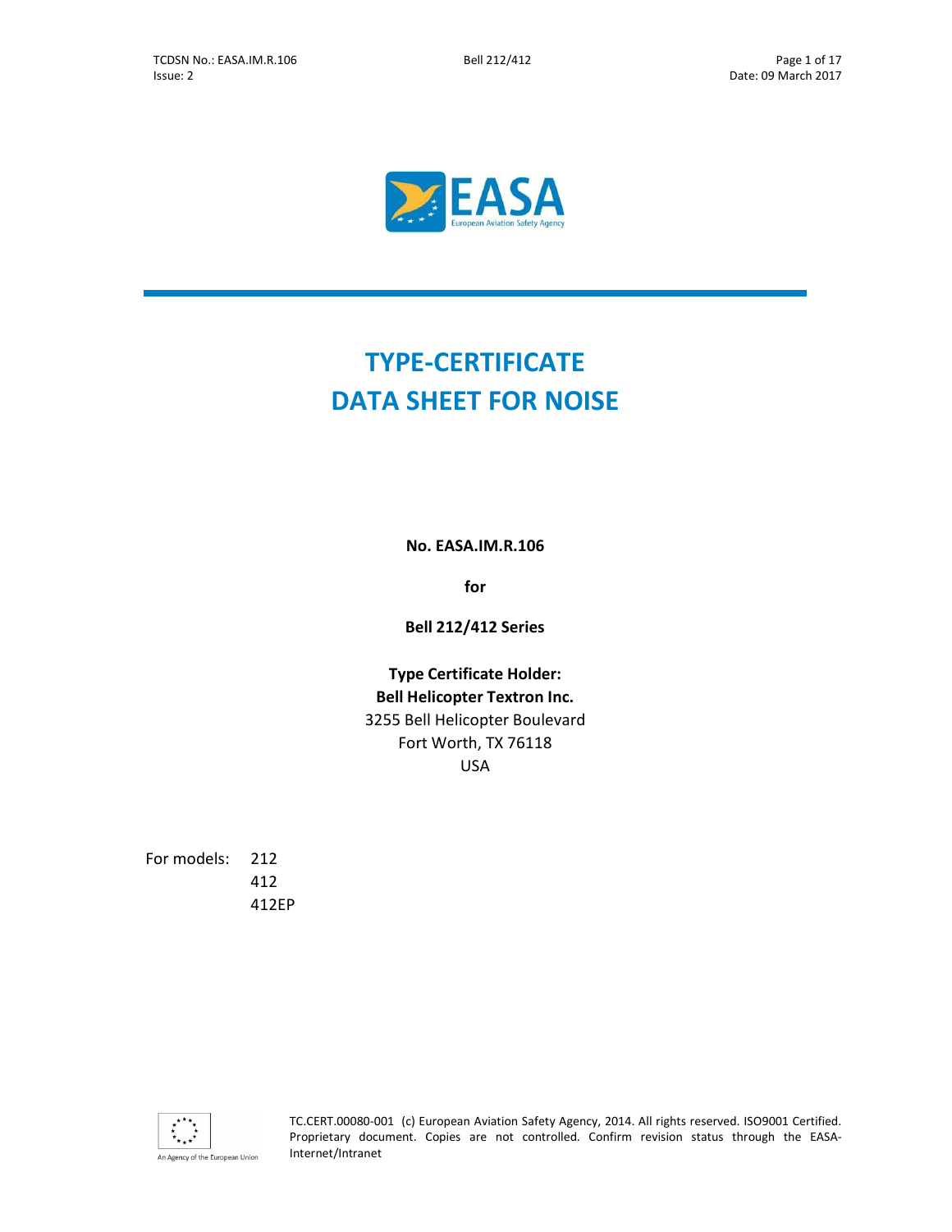# TYPE-CERTIFICATE DATA SHEET FOR NOISE

**No. EASA.IM.R.106**

**for**

**Bell 212/412 Series**

**Type Certificate Holder:**
**Bell Helicopter Textron Inc.**
3255 Bell Helicopter Boulevard
Fort Worth, TX 76118
USA

For models: 212
412
412EP

TC.CERT.00080-001 (c) European Aviation Safety Agency, 2014. All rights reserved. ISO9001 Certified. Proprietary document. Copies are not controlled. Confirm revision status through the EASA-Internet/Intranet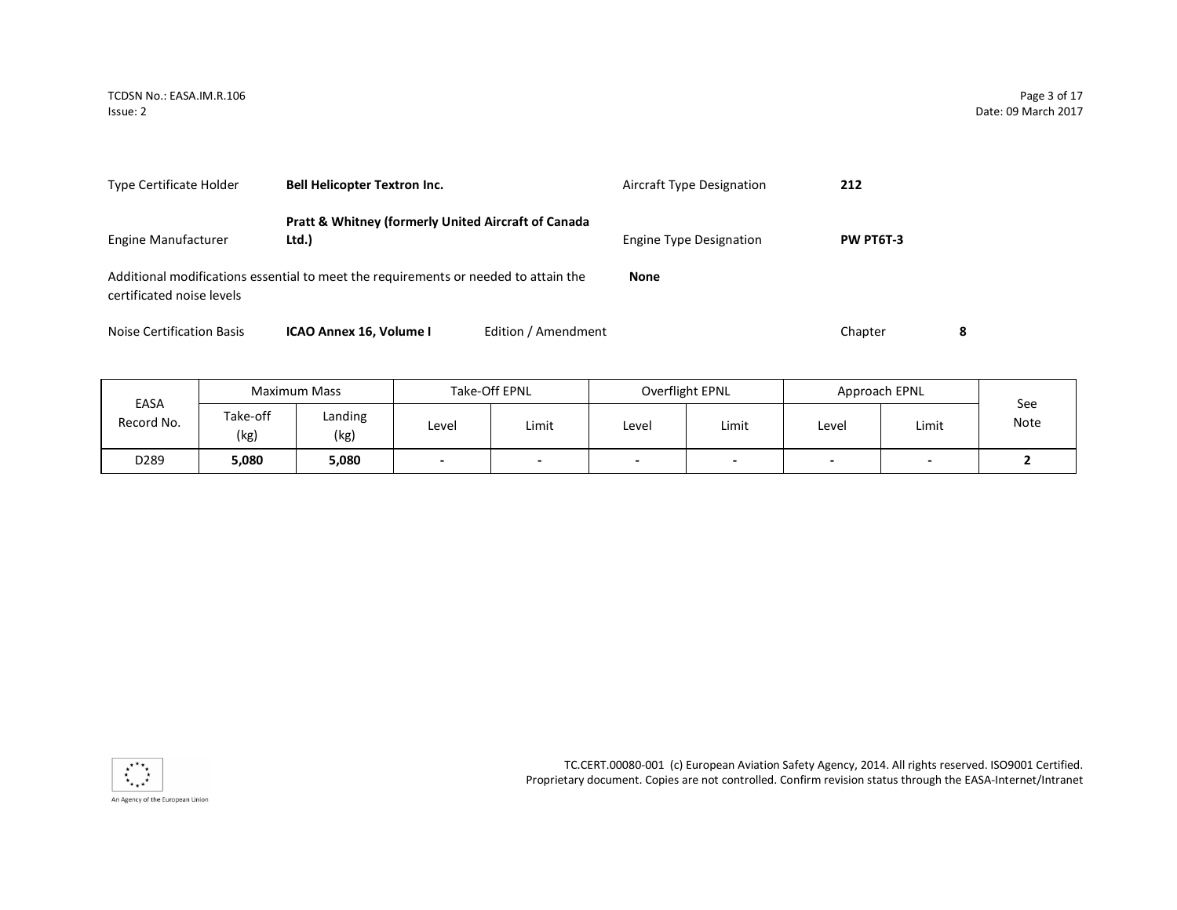| | | | |
|---|---|---|---|
| Type Certificate Holder | **Bell Helicopter Textron Inc.** | Aircraft Type Designation | **212** |
| Engine Manufacturer | **Pratt & Whitney (formerly United Aircraft of Canada Ltd.)** | Engine Type Designation | **PW PT6T-3** |

Additional modifications essential to meet the requirements or needed to attain the certificated noise levels: **None**

Noise Certification Basis: **ICAO Annex 16, Volume I** Edition / Amendment: Chapter: **8**

| EASA Record No. | Maximum Mass | | Take-Off EPNL | | Overflight EPNL | | Approach EPNL | | See Note |
|---|---|---|---|---|---|---|---|---|---|
| | Take-off (kg) | Landing (kg) | Level | Limit | Level | Limit | Level | Limit | |
| D289 | **5,080** | **5,080** | **-** | **-** | **-** | **-** | **-** | **-** | **2** |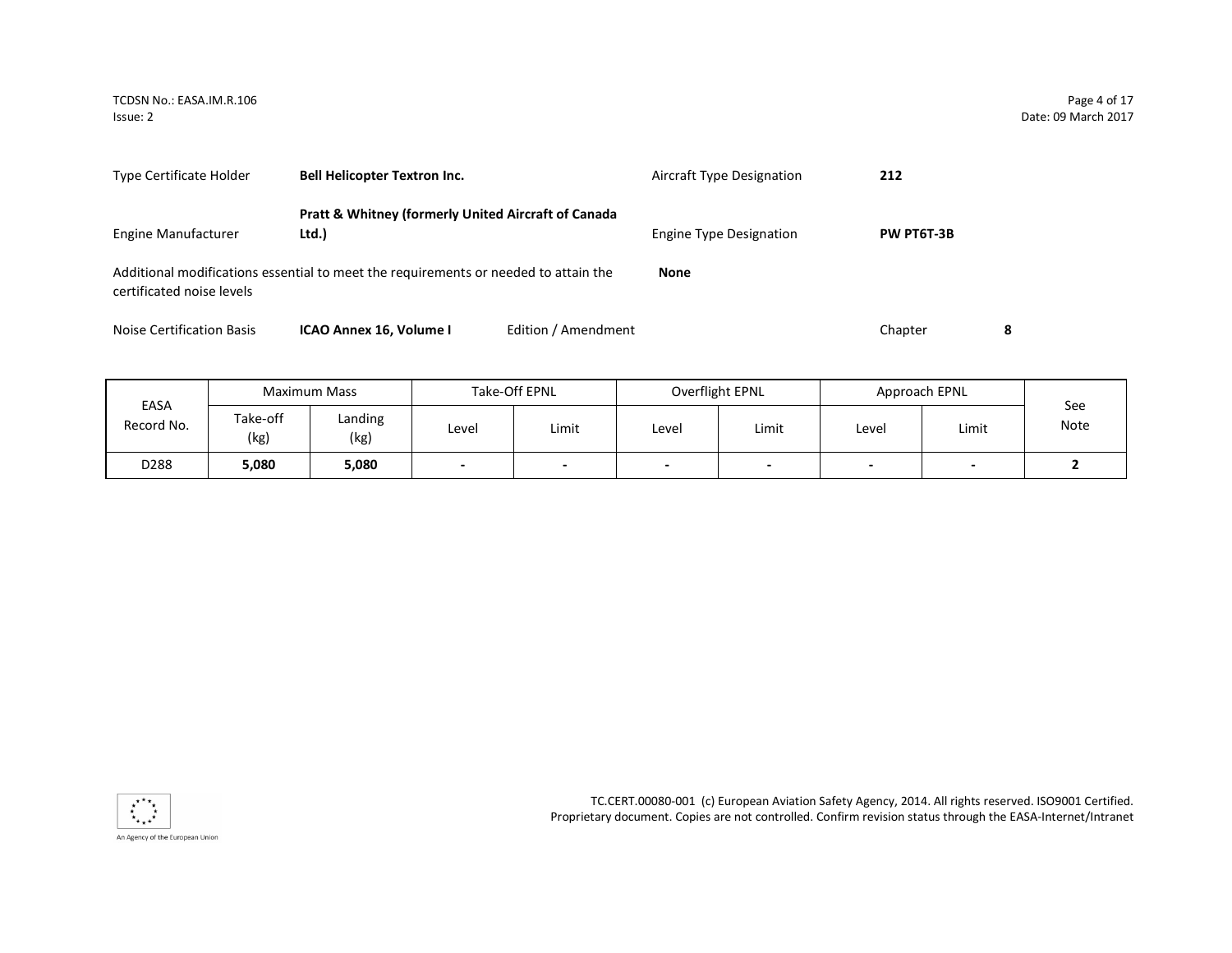| Type Certificate Holder | **Bell Helicopter Textron Inc.** | Aircraft Type Designation | **212** |
|---|---|---|---|
| Engine Manufacturer | **Pratt & Whitney (formerly United Aircraft of Canada Ltd.)** | Engine Type Designation | **PW PT6T-3B** |

Additional modifications essential to meet the requirements or needed to attain the certificated noise levels **None**

Noise Certification Basis **ICAO Annex 16, Volume I** Edition / Amendment Chapter **8**

| EASA Record No. | Maximum Mass | | Take-Off EPNL | | Overflight EPNL | | Approach EPNL | | See Note |
|---|---|---|---|---|---|---|---|---|---|
| | Take-off (kg) | Landing (kg) | Level | Limit | Level | Limit | Level | Limit | |
| D288 | **5,080** | **5,080** | **-** | **-** | **-** | **-** | **-** | **-** | **2** |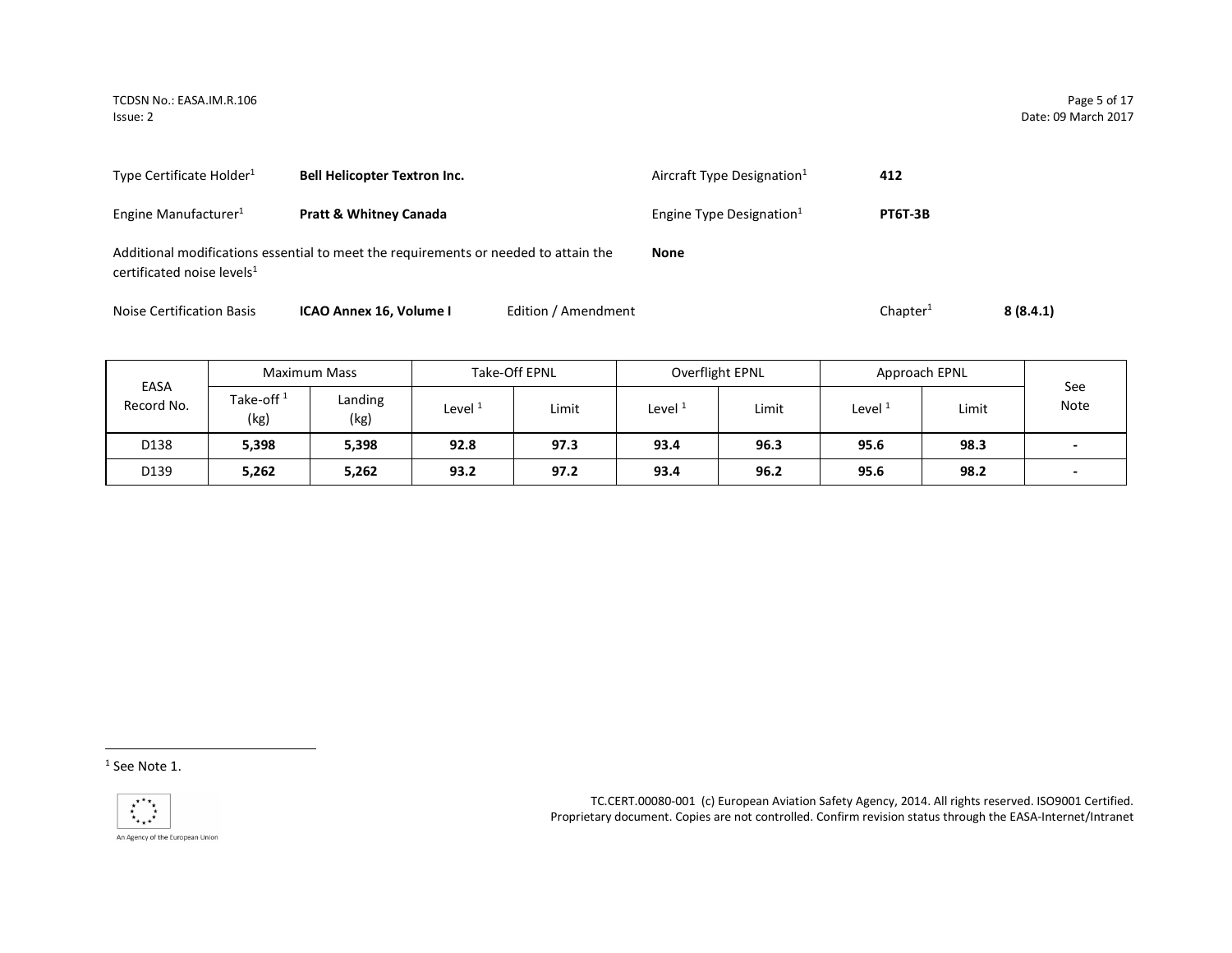| | | | |
|---|---|---|---|
| Type Certificate Holder[1] | **Bell Helicopter Textron Inc.** | Aircraft Type Designation[1] | **412** |
| Engine Manufacturer[1] | **Pratt & Whitney Canada** | Engine Type Designation[1] | **PT6T-3B** |

Additional modifications essential to meet the requirements or needed to attain the certificated noise levels[1] **None**

Noise Certification Basis **ICAO Annex 16, Volume I** Edition / Amendment Chapter[1] **8 (8.4.1)**

| EASA Record No. | Maximum Mass | | Take-Off EPNL | | Overflight EPNL | | Approach EPNL | | See Note |
|---|---|---|---|---|---|---|---|---|---|
| | Take-off [1] (kg) | Landing (kg) | Level [1] | Limit | Level [1] | Limit | Level [1] | Limit | |
| D138 | **5,398** | **5,398** | **92.8** | **97.3** | **93.4** | **96.3** | **95.6** | **98.3** | **-** |
| D139 | **5,262** | **5,262** | **93.2** | **97.2** | **93.4** | **96.2** | **95.6** | **98.2** | **-** |

[1] See Note 1.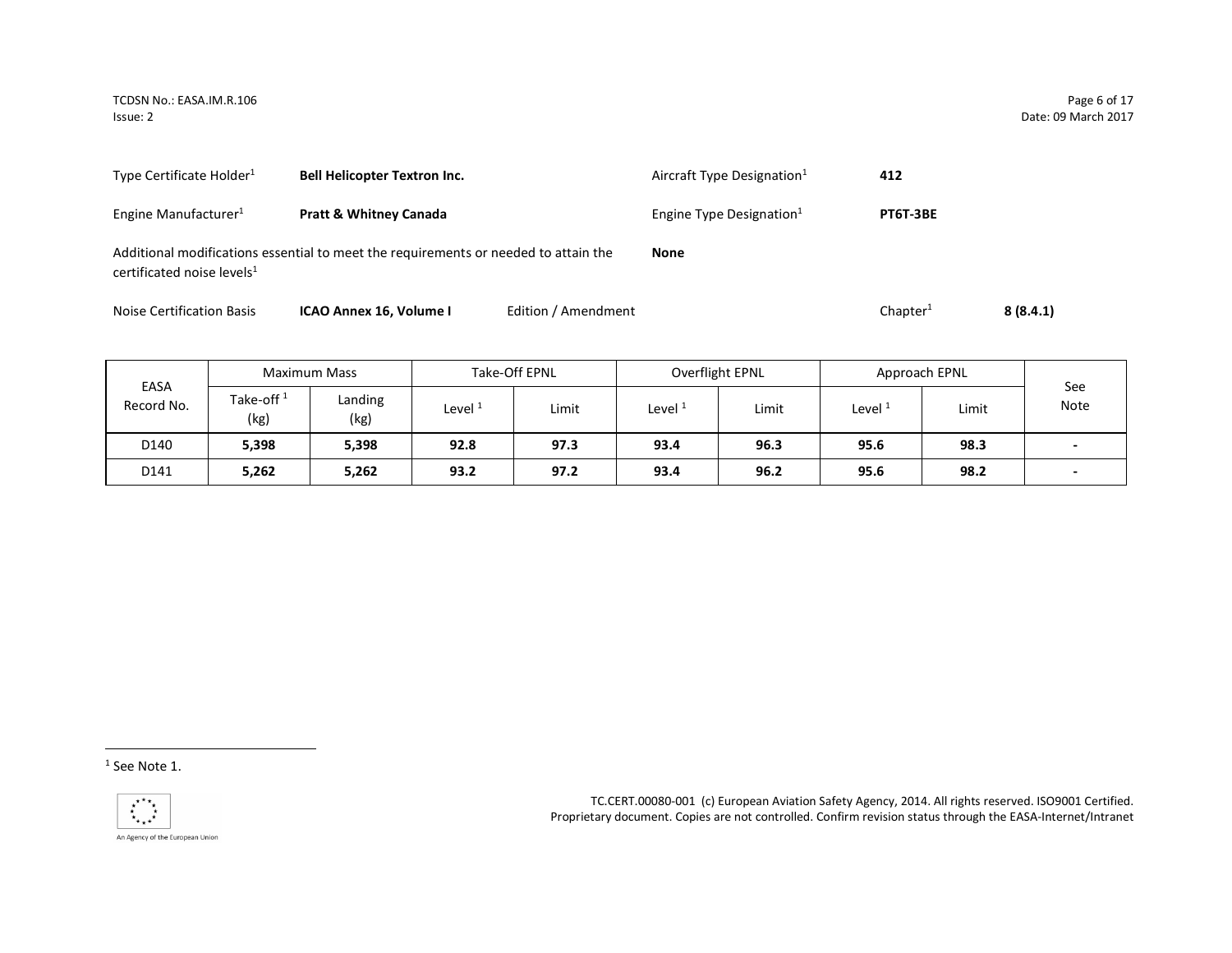Type Certificate Holder[1] **Bell Helicopter Textron Inc.** Aircraft Type Designation[1] **412**

Engine Manufacturer[1] **Pratt & Whitney Canada** Engine Type Designation[1] **PT6T-3BE**

Additional modifications essential to meet the requirements or needed to attain the certificated noise levels[1] **None**

Noise Certification Basis **ICAO Annex 16, Volume I** Edition / Amendment Chapter[1] **8 (8.4.1)**

| EASA Record No. | Maximum Mass | | Take-Off EPNL | | Overflight EPNL | | Approach EPNL | | See Note |
|---|---|---|---|---|---|---|---|---|---|
| | Take-off [1] (kg) | Landing (kg) | Level [1] | Limit | Level [1] | Limit | Level [1] | Limit | |
| D140 | **5,398** | **5,398** | **92.8** | **97.3** | **93.4** | **96.3** | **95.6** | **98.3** | **-** |
| D141 | **5,262** | **5,262** | **93.2** | **97.2** | **93.4** | **96.2** | **95.6** | **98.2** | **-** |

[1] See Note 1.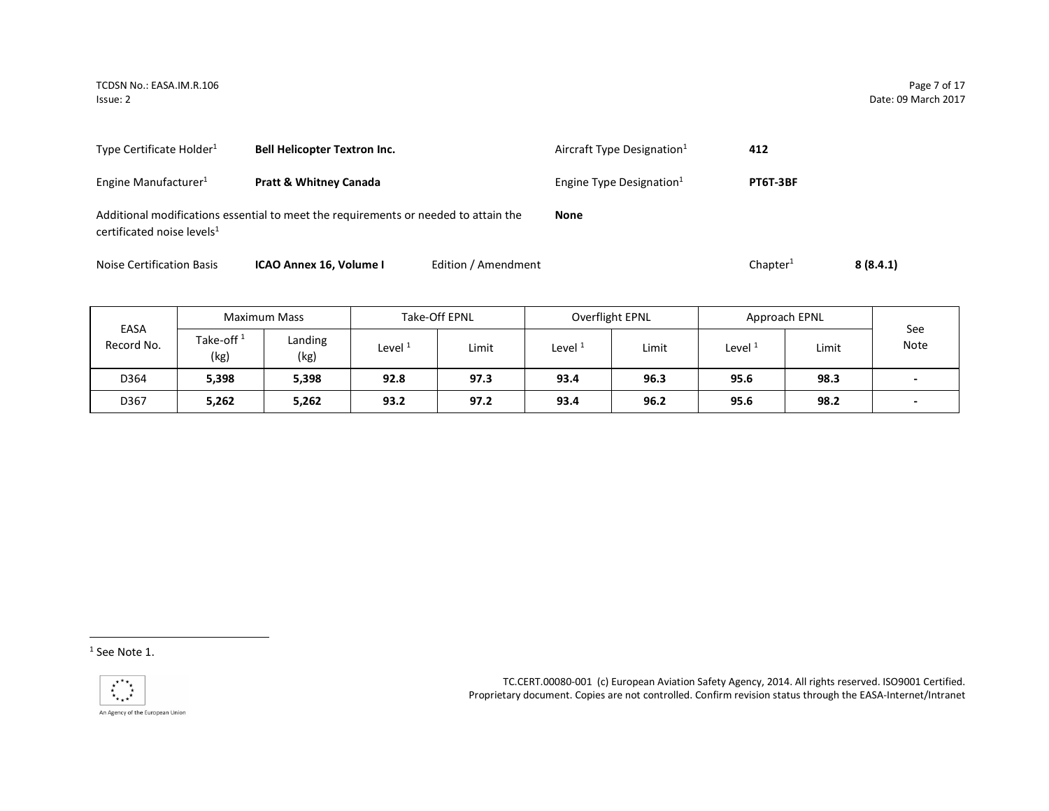Type Certificate Holder[1] **Bell Helicopter Textron Inc.**

Aircraft Type Designation[1] **412**

Engine Manufacturer[1] **Pratt & Whitney Canada**

Engine Type Designation[1] **PT6T-3BF**

Additional modifications essential to meet the requirements or needed to attain the certificated noise levels[1] **None**

Noise Certification Basis **ICAO Annex 16, Volume I** Edition / Amendment

Chapter[1] **8 (8.4.1)**

| EASA Record No. | Maximum Mass | | Take-Off EPNL | | Overflight EPNL | | Approach EPNL | | See Note |
|---|---|---|---|---|---|---|---|---|---|
| | Take-off [1] (kg) | Landing (kg) | Level [1] | Limit | Level [1] | Limit | Level [1] | Limit | |
| D364 | **5,398** | **5,398** | **92.8** | **97.3** | **93.4** | **96.3** | **95.6** | **98.3** | **-** |
| D367 | **5,262** | **5,262** | **93.2** | **97.2** | **93.4** | **96.2** | **95.6** | **98.2** | **-** |

[1] See Note 1.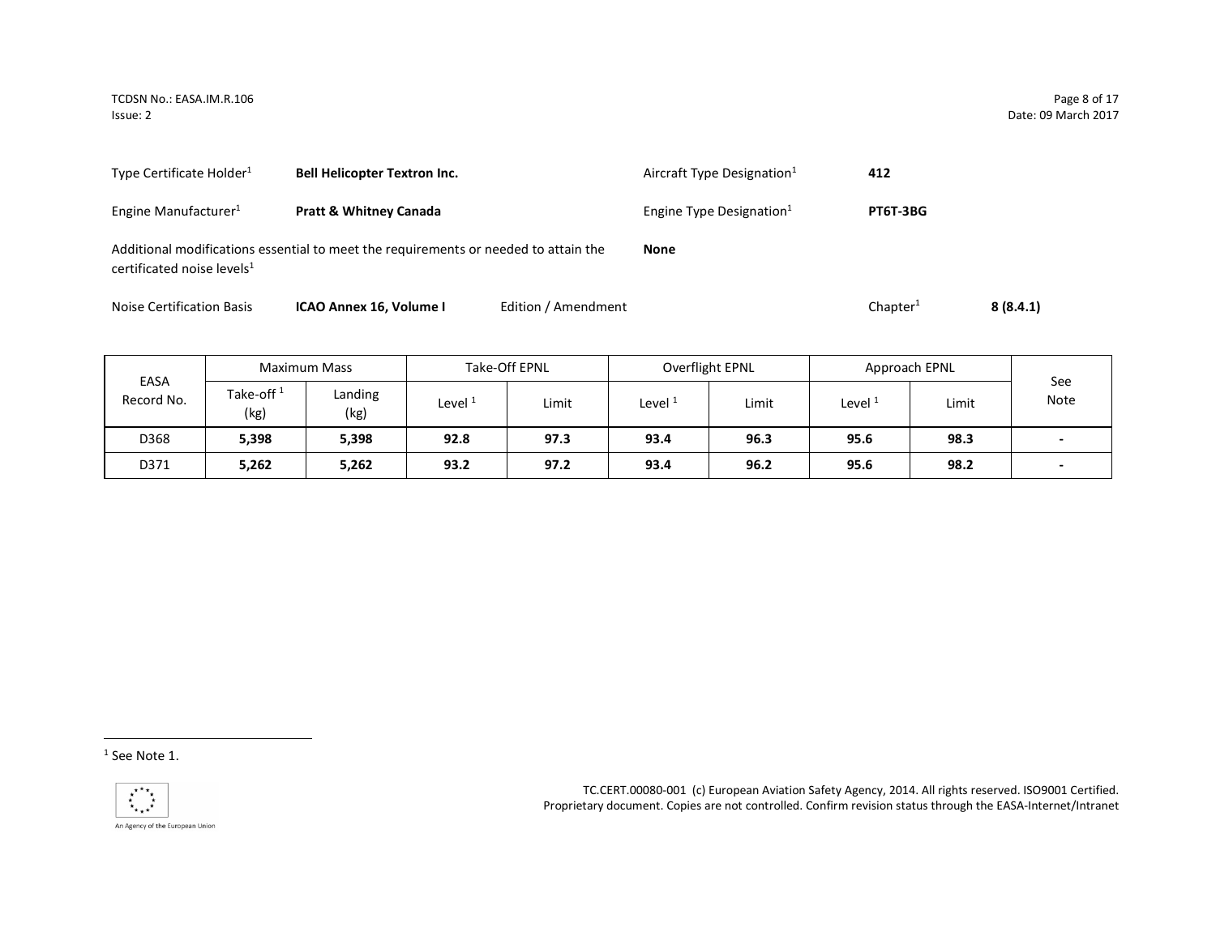| | | | |
|---|---|---|---|
| Type Certificate Holder[1] | **Bell Helicopter Textron Inc.** | Aircraft Type Designation[1] | **412** |
| Engine Manufacturer[1] | **Pratt & Whitney Canada** | Engine Type Designation[1] | **PT6T-3BG** |

Additional modifications essential to meet the requirements or needed to attain the certificated noise levels[1] **None**

Noise Certification Basis **ICAO Annex 16, Volume I** Edition / Amendment Chapter[1] **8 (8.4.1)**

| EASA Record No. | Maximum Mass | | Take-Off EPNL | | Overflight EPNL | | Approach EPNL | | See Note |
|---|---|---|---|---|---|---|---|---|---|
| | Take-off [1] (kg) | Landing (kg) | Level [1] | Limit | Level [1] | Limit | Level [1] | Limit | |
| D368 | **5,398** | **5,398** | **92.8** | **97.3** | **93.4** | **96.3** | **95.6** | **98.3** | **-** |
| D371 | **5,262** | **5,262** | **93.2** | **97.2** | **93.4** | **96.2** | **95.6** | **98.2** | **-** |

[1] See Note 1.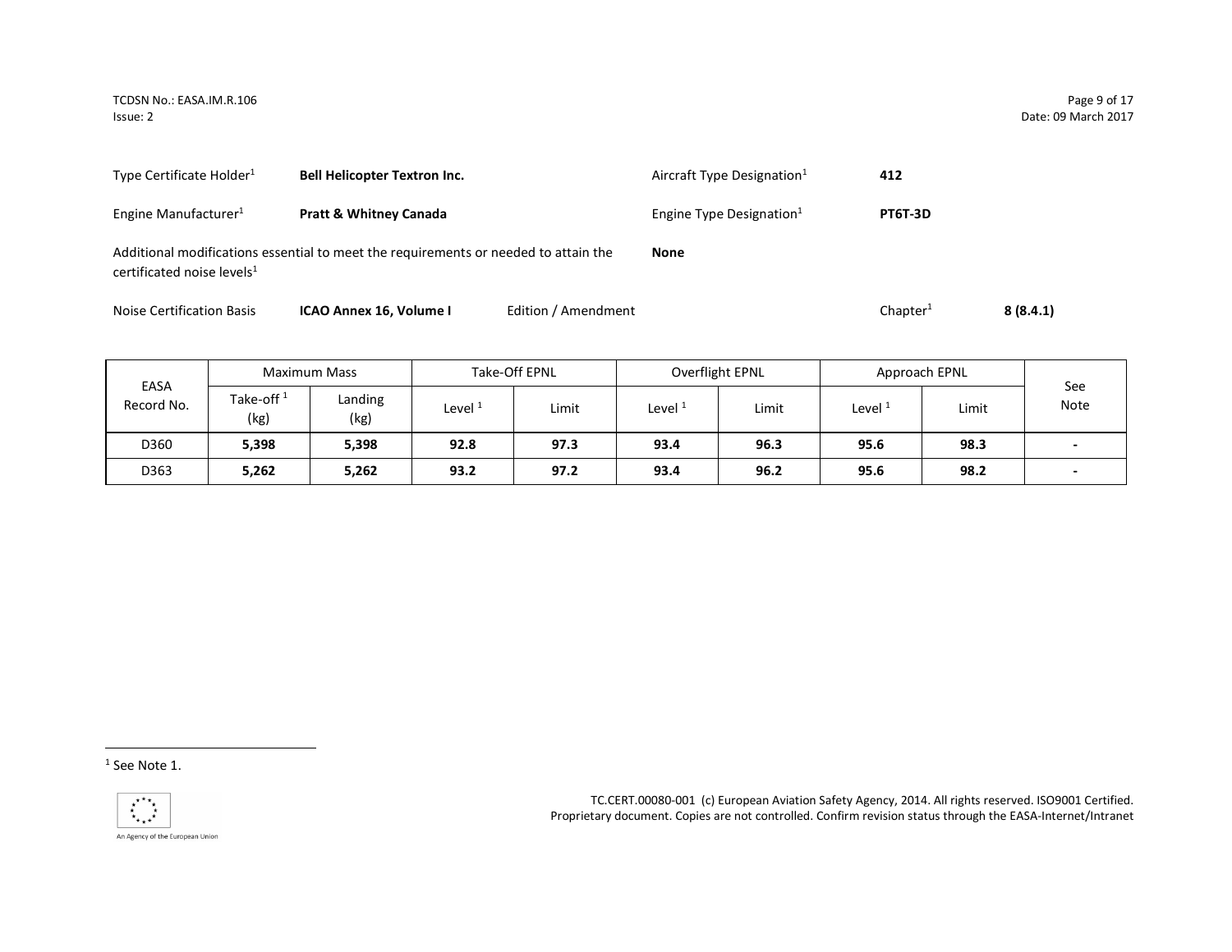| | | | |
|---|---|---|---|
| Type Certificate Holder[1] | **Bell Helicopter Textron Inc.** | Aircraft Type Designation[1] | **412** |
| Engine Manufacturer[1] | **Pratt & Whitney Canada** | Engine Type Designation[1] | **PT6T-3D** |

Additional modifications essential to meet the requirements or needed to attain the certificated noise levels[1] **None**

Noise Certification Basis **ICAO Annex 16, Volume I** Edition / Amendment Chapter[1] **8 (8.4.1)**

| EASA Record No. | Maximum Mass | | Take-Off EPNL | | Overflight EPNL | | Approach EPNL | | See Note |
|---|---|---|---|---|---|---|---|---|---|
| | Take-off [1] (kg) | Landing (kg) | Level [1] | Limit | Level [1] | Limit | Level [1] | Limit | |
| D360 | **5,398** | **5,398** | **92.8** | **97.3** | **93.4** | **96.3** | **95.6** | **98.3** | **-** |
| D363 | **5,262** | **5,262** | **93.2** | **97.2** | **93.4** | **96.2** | **95.6** | **98.2** | **-** |

[1] See Note 1.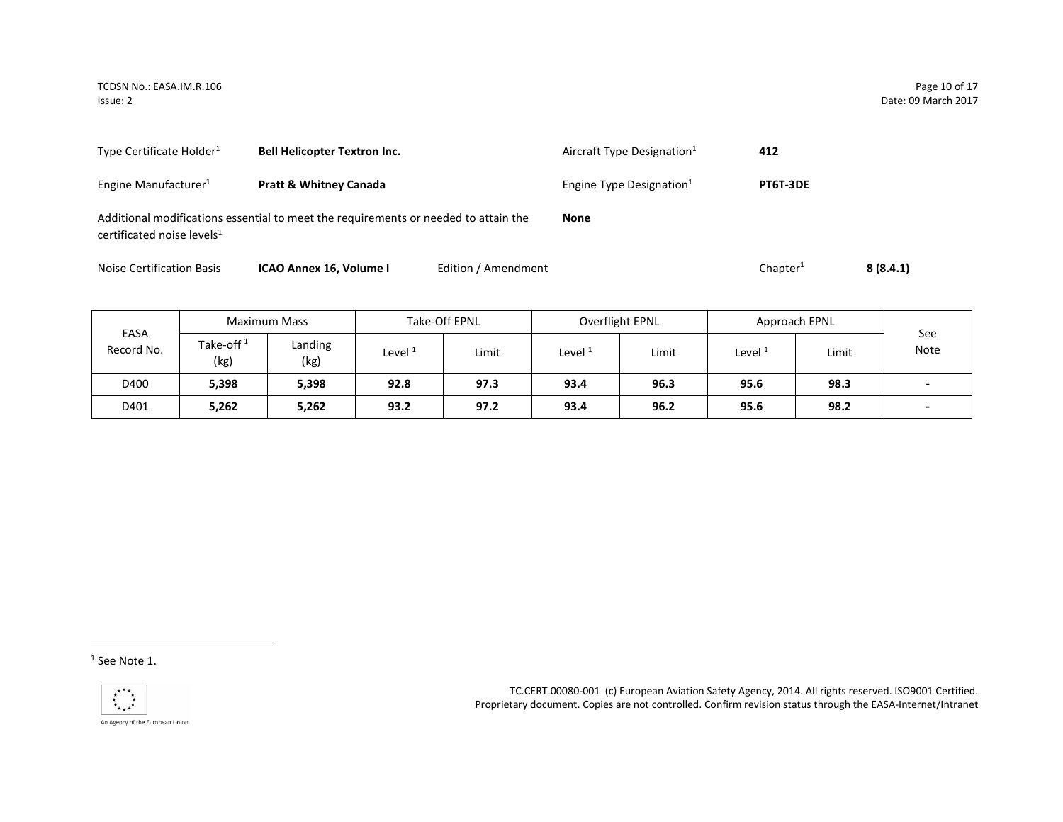Type Certificate Holder[1] **Bell Helicopter Textron Inc.**

Aircraft Type Designation[1] **412**

Engine Manufacturer[1] **Pratt & Whitney Canada**

Engine Type Designation[1] **PT6T-3DE**

Additional modifications essential to meet the requirements or needed to attain the certificated noise levels[1] **None**

Noise Certification Basis **ICAO Annex 16, Volume I** Edition / Amendment

Chapter[1] **8 (8.4.1)**

| EASA Record No. | Maximum Mass | | Take-Off EPNL | | Overflight EPNL | | Approach EPNL | | See Note |
|---|---|---|---|---|---|---|---|---|---|
| | Take-off [1] (kg) | Landing (kg) | Level [1] | Limit | Level [1] | Limit | Level [1] | Limit | |
| D400 | **5,398** | **5,398** | **92.8** | **97.3** | **93.4** | **96.3** | **95.6** | **98.3** | **-** |
| D401 | **5,262** | **5,262** | **93.2** | **97.2** | **93.4** | **96.2** | **95.6** | **98.2** | **-** |

[1] See Note 1.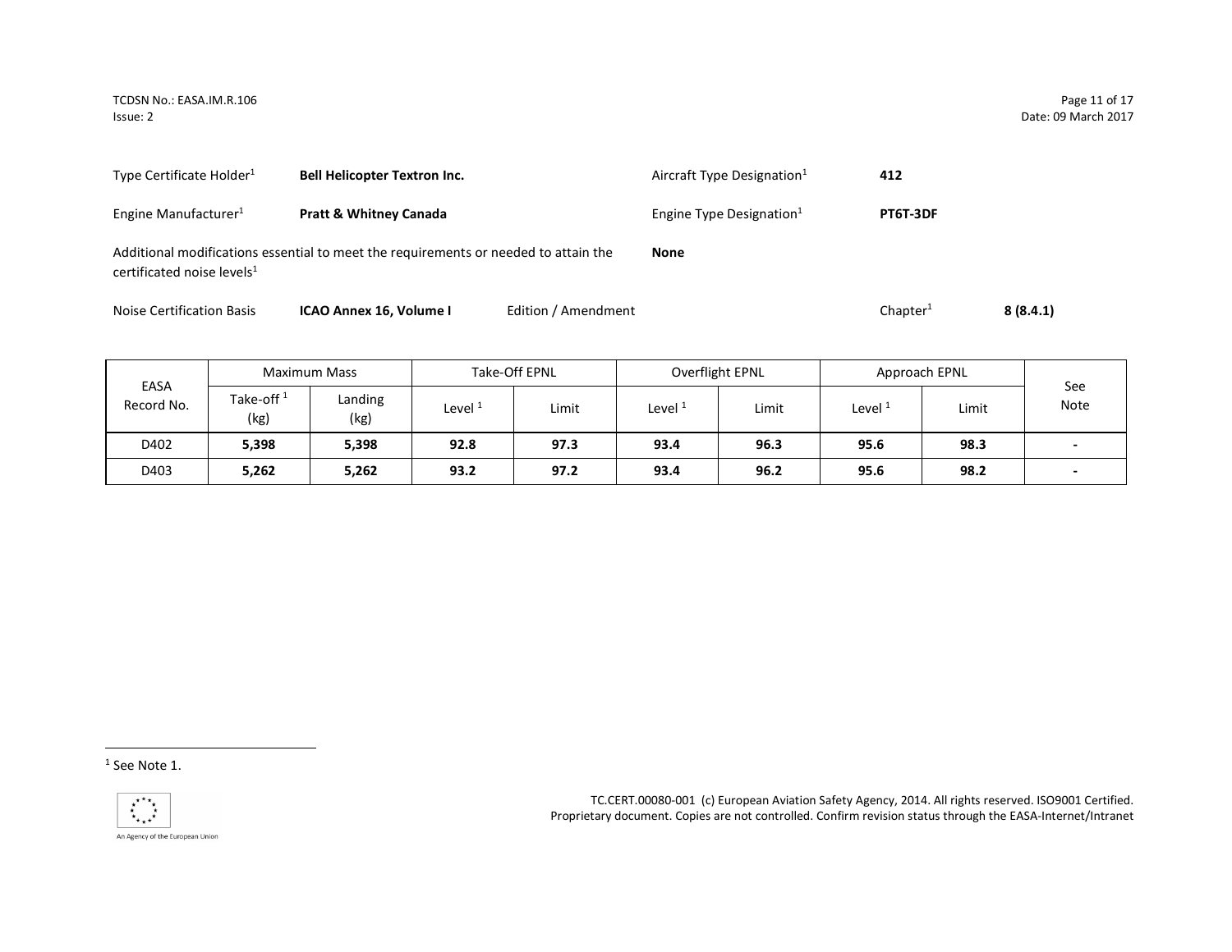| | | | |
|---|---|---|---|
| Type Certificate Holder[1] | **Bell Helicopter Textron Inc.** | Aircraft Type Designation[1] | **412** |
| Engine Manufacturer[1] | **Pratt & Whitney Canada** | Engine Type Designation[1] | **PT6T-3DF** |

Additional modifications essential to meet the requirements or needed to attain the certificated noise levels[1] **None**

Noise Certification Basis **ICAO Annex 16, Volume I** Edition / Amendment Chapter[1] **8 (8.4.1)**

| EASA Record No. | Maximum Mass | | Take-Off EPNL | | Overflight EPNL | | Approach EPNL | | See Note |
|---|---|---|---|---|---|---|---|---|---|
| | Take-off [1] (kg) | Landing (kg) | Level [1] | Limit | Level [1] | Limit | Level [1] | Limit | |
| D402 | **5,398** | **5,398** | **92.8** | **97.3** | **93.4** | **96.3** | **95.6** | **98.3** | **-** |
| D403 | **5,262** | **5,262** | **93.2** | **97.2** | **93.4** | **96.2** | **95.6** | **98.2** | **-** |

[1] See Note 1.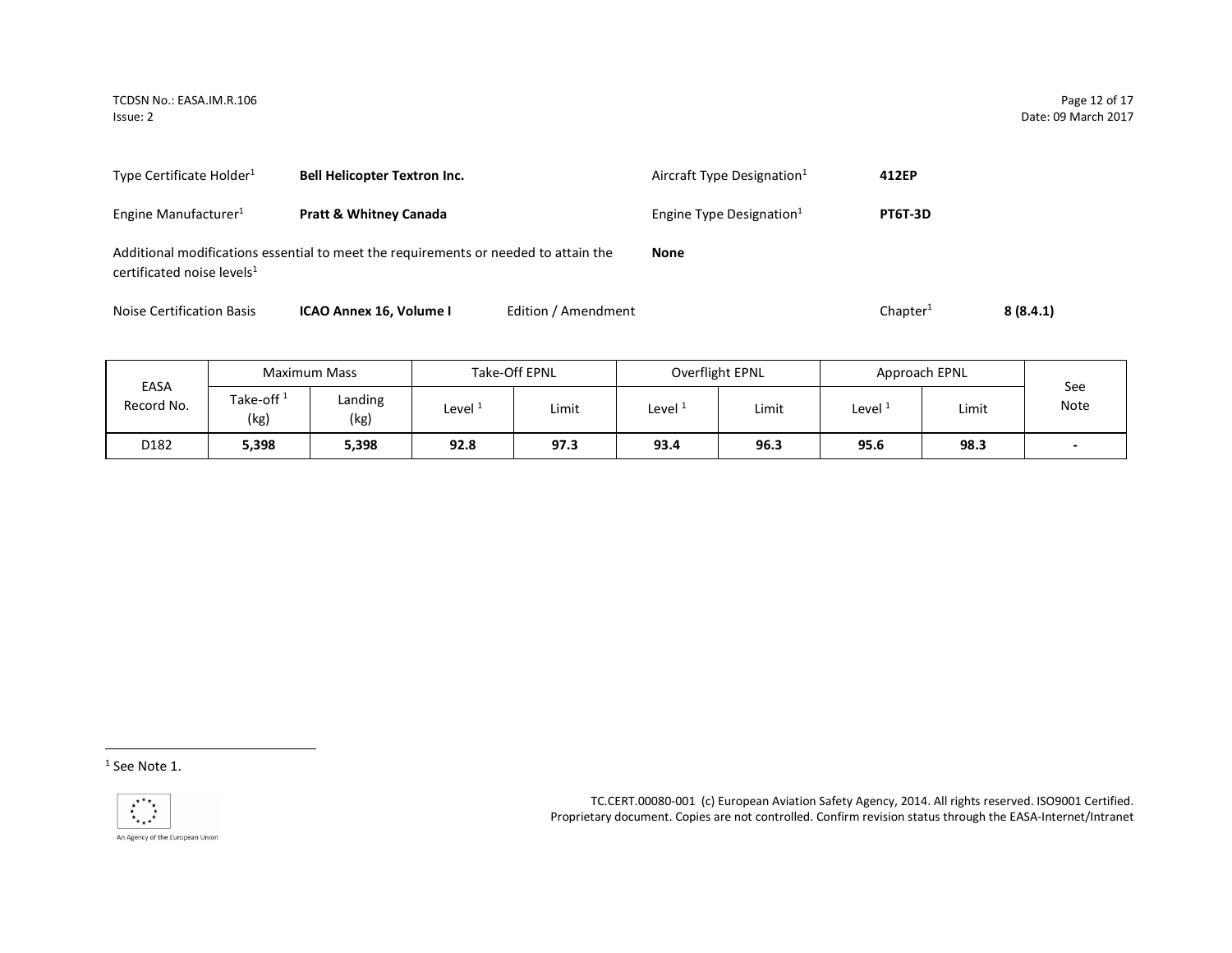Type Certificate Holder[1] **Bell Helicopter Textron Inc.** Aircraft Type Designation[1] **412EP**

Engine Manufacturer[1] **Pratt & Whitney Canada** Engine Type Designation[1] **PT6T-3D**

Additional modifications essential to meet the requirements or needed to attain the certificated noise levels[1] **None**

Noise Certification Basis **ICAO Annex 16, Volume I** Edition / Amendment Chapter[1] **8 (8.4.1)**

| EASA Record No. | Maximum Mass | | Take-Off EPNL | | Overflight EPNL | | Approach EPNL | | See Note |
|---|---|---|---|---|---|---|---|---|---|
| | Take-off [1] (kg) | Landing (kg) | Level [1] | Limit | Level [1] | Limit | Level [1] | Limit | |
| D182 | **5,398** | **5,398** | **92.8** | **97.3** | **93.4** | **96.3** | **95.6** | **98.3** | **-** |

[1] See Note 1.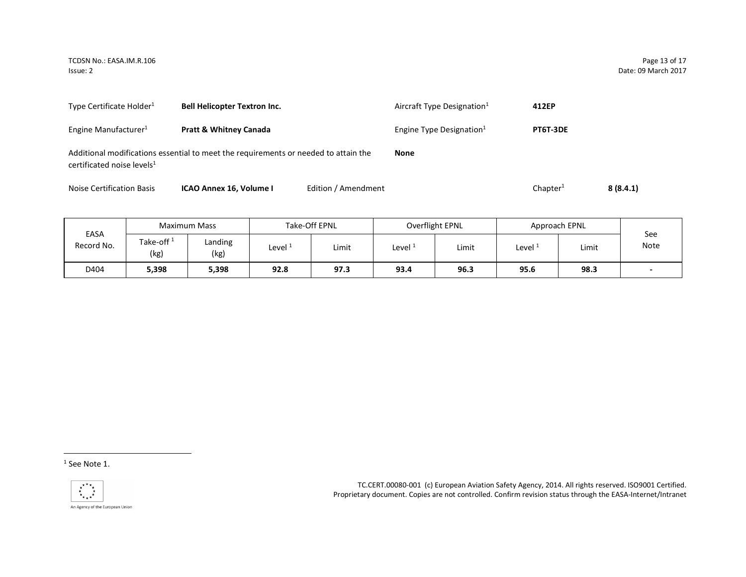| | | | |
|---|---|---|---|
| Type Certificate Holder[1] | **Bell Helicopter Textron Inc.** | Aircraft Type Designation[1] | **412EP** |
| Engine Manufacturer[1] | **Pratt & Whitney Canada** | Engine Type Designation[1] | **PT6T-3DE** |

Additional modifications essential to meet the requirements or needed to attain the certificated noise levels[1] **None**

Noise Certification Basis **ICAO Annex 16, Volume I** Edition / Amendment Chapter[1] **8 (8.4.1)**

| EASA Record No. | Maximum Mass | | Take-Off EPNL | | Overflight EPNL | | Approach EPNL | | See Note |
|---|---|---|---|---|---|---|---|---|---|
| | Take-off [1] (kg) | Landing (kg) | Level [1] | Limit | Level [1] | Limit | Level [1] | Limit | |
| D404 | **5,398** | **5,398** | **92.8** | **97.3** | **93.4** | **96.3** | **95.6** | **98.3** | **-** |

[1] See Note 1.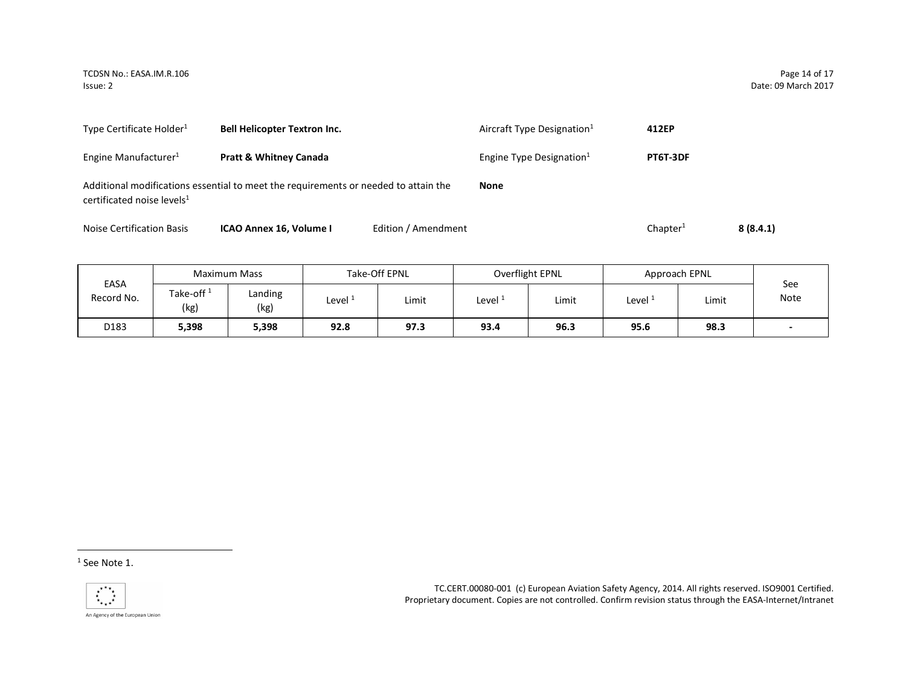| | | | |
|---|---|---|---|
| Type Certificate Holder[1] | **Bell Helicopter Textron Inc.** | Aircraft Type Designation[1] | **412EP** |
| Engine Manufacturer[1] | **Pratt & Whitney Canada** | Engine Type Designation[1] | **PT6T-3DF** |

Additional modifications essential to meet the requirements or needed to attain the certificated noise levels[1] **None**

Noise Certification Basis **ICAO Annex 16, Volume I** Edition / Amendment Chapter[1] **8 (8.4.1)**

| EASA Record No. | Maximum Mass | | Take-Off EPNL | | Overflight EPNL | | Approach EPNL | | See Note |
|---|---|---|---|---|---|---|---|---|---|
| | Take-off [1] (kg) | Landing (kg) | Level [1] | Limit | Level [1] | Limit | Level [1] | Limit | |
| D183 | **5,398** | **5,398** | **92.8** | **97.3** | **93.4** | **96.3** | **95.6** | **98.3** | **-** |

[1] See Note 1.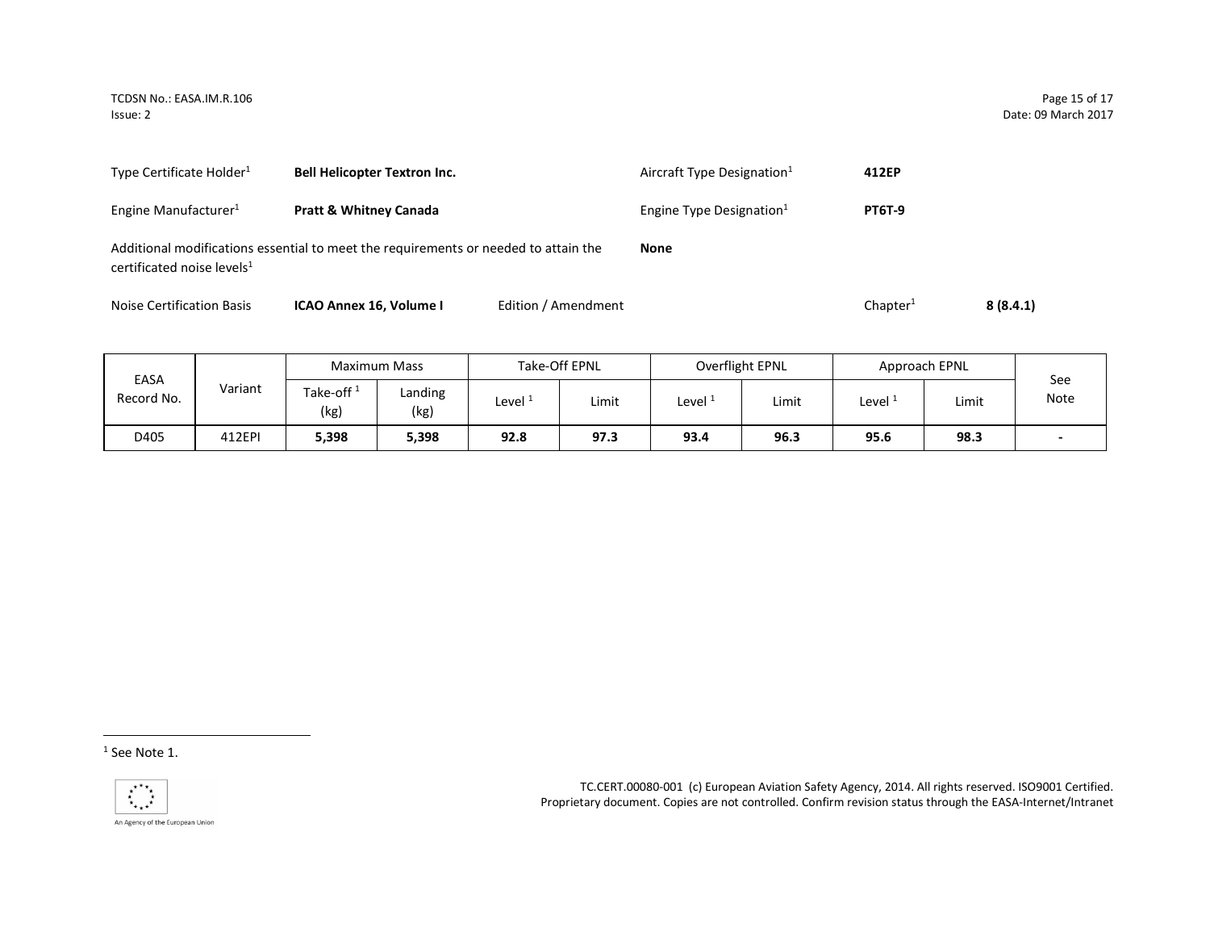| | | | |
|---|---|---|---|
| Type Certificate Holder[1] | **Bell Helicopter Textron Inc.** | Aircraft Type Designation[1] | **412EP** |
| Engine Manufacturer[1] | **Pratt & Whitney Canada** | Engine Type Designation[1] | **PT6T-9** |

Additional modifications essential to meet the requirements or needed to attain the certificated noise levels[1] **None**

Noise Certification Basis **ICAO Annex 16, Volume I** Edition / Amendment Chapter[1] **8 (8.4.1)**

| EASA Record No. | Variant | Maximum Mass | | Take-Off EPNL | | Overflight EPNL | | Approach EPNL | | See Note |
|---|---|---|---|---|---|---|---|---|---|---|
| | | Take-off [1] (kg) | Landing (kg) | Level [1] | Limit | Level [1] | Limit | Level [1] | Limit | |
| D405 | 412EPI | **5,398** | **5,398** | **92.8** | **97.3** | **93.4** | **96.3** | **95.6** | **98.3** | **-** |

[1] See Note 1.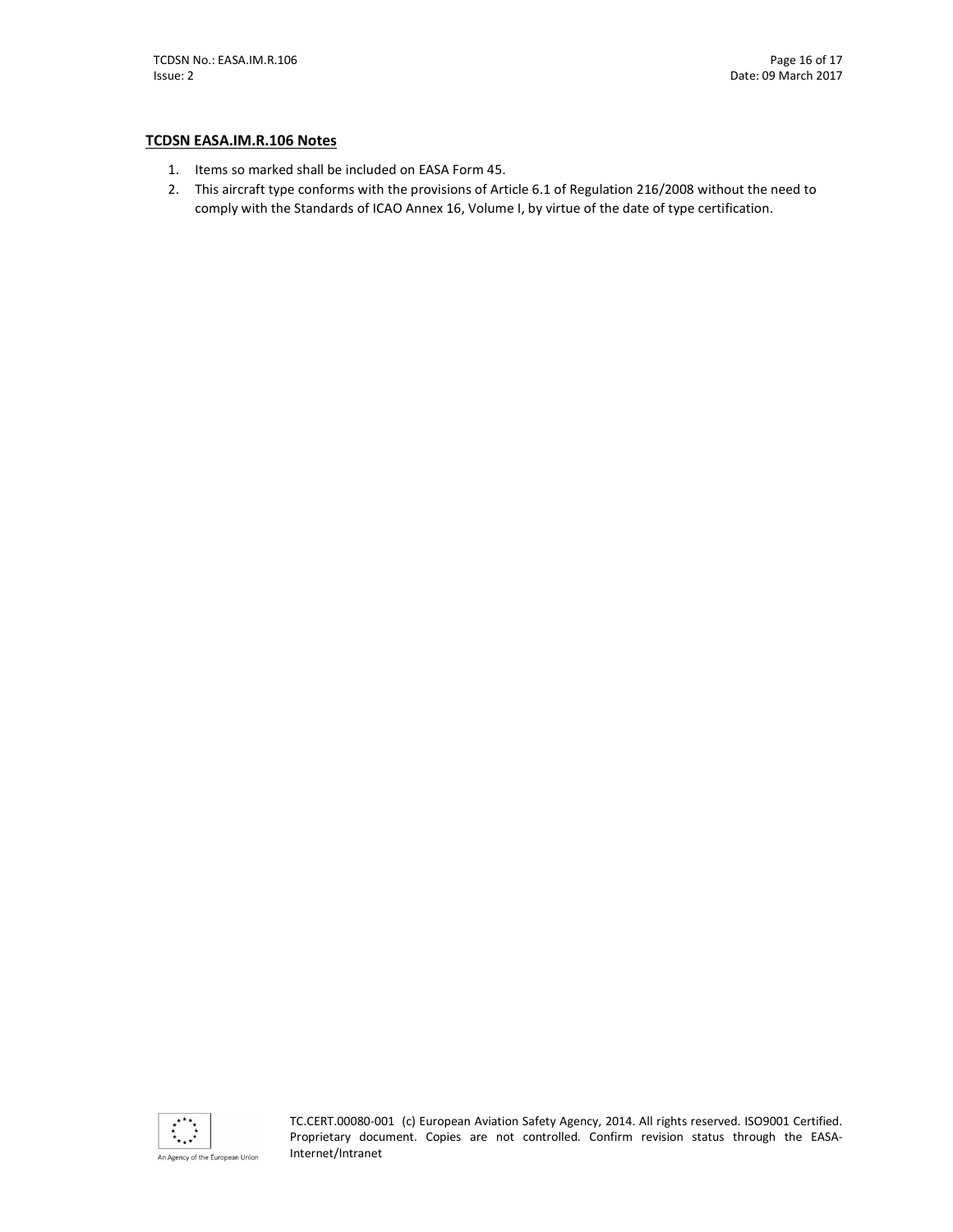**TCDSN EASA.IM.R.106 Notes**

1. Items so marked shall be included on EASA Form 45.
2. This aircraft type conforms with the provisions of Article 6.1 of Regulation 216/2008 without the need to comply with the Standards of ICAO Annex 16, Volume I, by virtue of the date of type certification.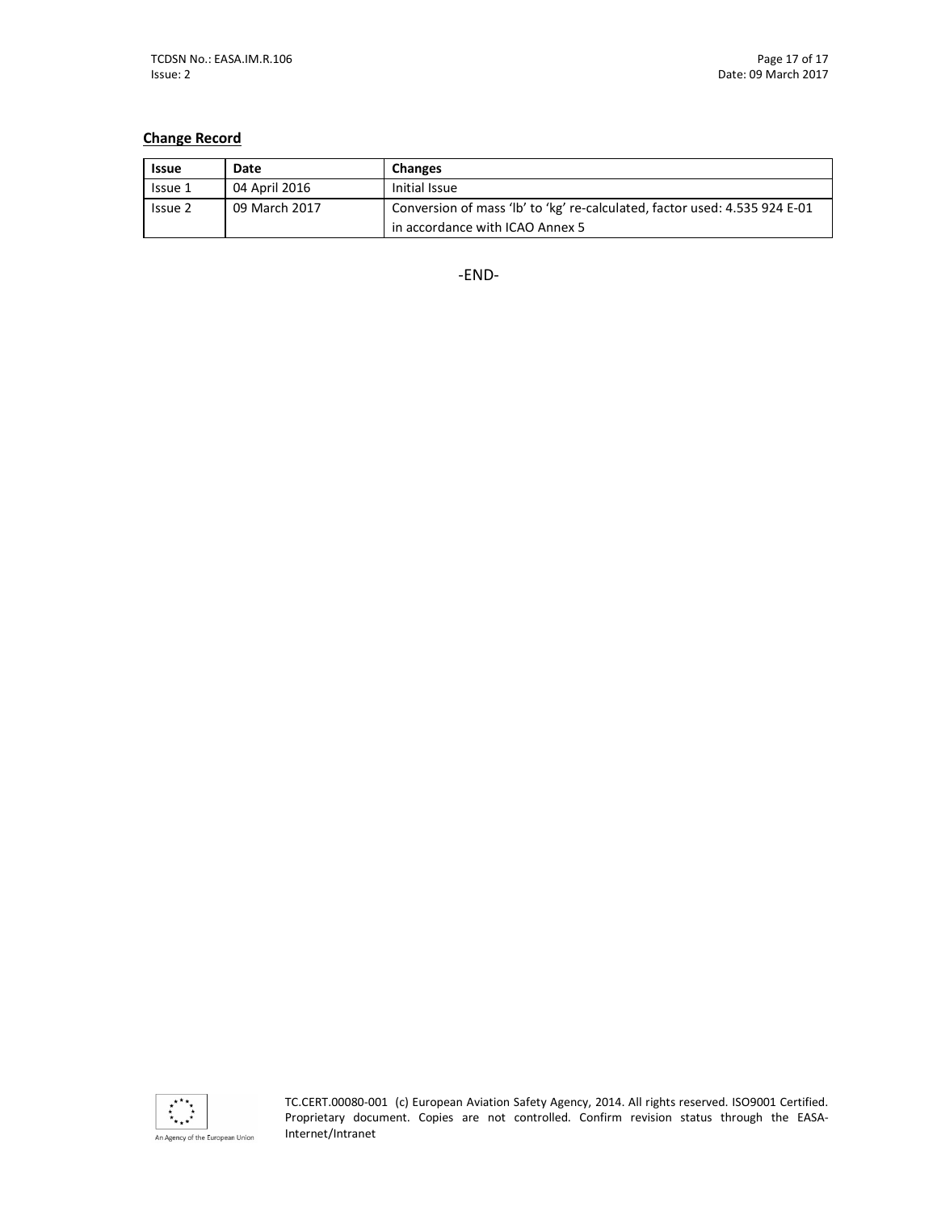**Change Record**

| Issue | Date | Changes |
|---|---|---|
| Issue 1 | 04 April 2016 | Initial Issue |
| Issue 2 | 09 March 2017 | Conversion of mass 'lb' to 'kg' re-calculated, factor used: 4.535 924 E-01 in accordance with ICAO Annex 5 |

-END-

TC.CERT.00080-001 (c) European Aviation Safety Agency, 2014. All rights reserved. ISO9001 Certified. Proprietary document. Copies are not controlled. Confirm revision status through the EASA-Internet/Intranet